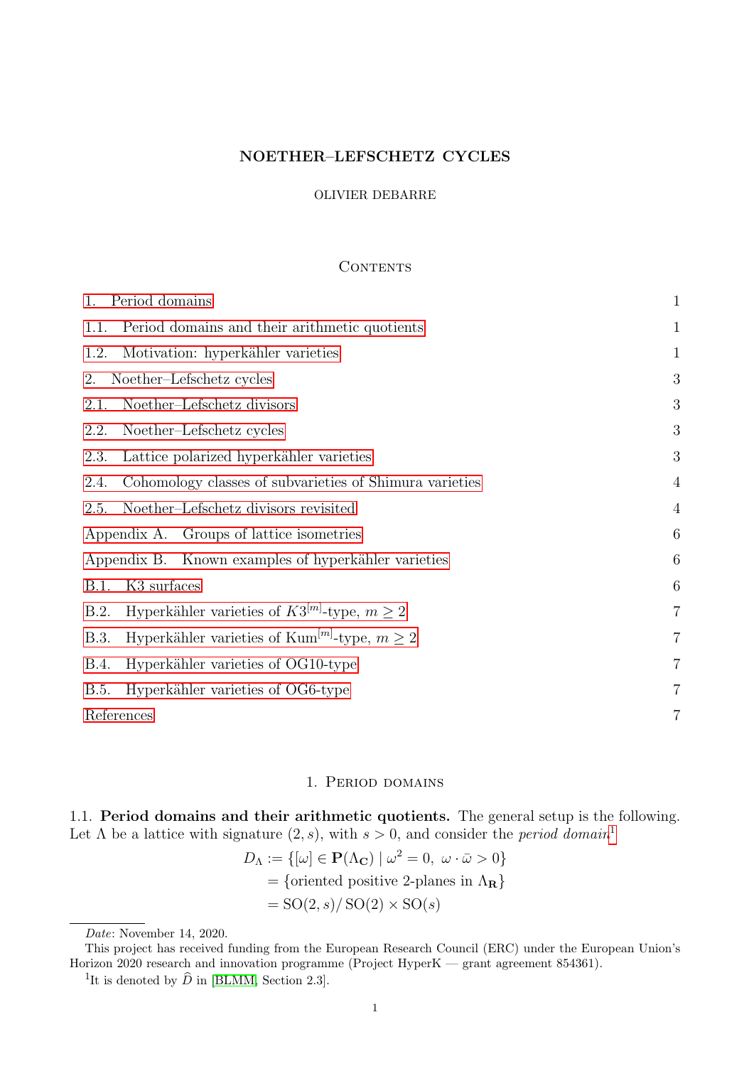# NOETHER–LEFSCHETZ CYCLES

OLIVIER DEBARRE

## Contents

- 1. Period domains — 1
- 1.1. Period domains and their arithmetic quotients — 1
- 1.2. Motivation: hyperkähler varieties — 1
- 2. Noether–Lefschetz cycles — 3
- 2.1. Noether–Lefschetz divisors — 3
- 2.2. Noether–Lefschetz cycles — 3
- 2.3. Lattice polarized hyperkähler varieties — 3
- 2.4. Cohomology classes of subvarieties of Shimura varieties — 4
- 2.5. Noether–Lefschetz divisors revisited — 4
- Appendix A. Groups of lattice isometries — 6
- Appendix B. Known examples of hyperkähler varieties — 6
- B.1. K3 surfaces — 6
- B.2. Hyperkähler varieties of $K3^{[m]}$-type, $m \geq 2$ — 7
- B.3. Hyperkähler varieties of $\mathrm{Kum}^{[m]}$-type, $m \geq 2$ — 7
- B.4. Hyperkähler varieties of OG10-type — 7
- B.5. Hyperkähler varieties of OG6-type — 7
- References — 7

## 1. Period domains

**1.1. Period domains and their arithmetic quotients.** The general setup is the following. Let $\Lambda$ be a lattice with signature $(2, s)$, with $s > 0$, and consider the *period domain*[1]

$$
\begin{aligned}
D_\Lambda &:= \{[\omega] \in \mathbf{P}(\Lambda_{\mathbf{C}}) \mid \omega^2 = 0,\ \omega \cdot \bar{\omega} > 0\} \\
&= \{\text{oriented positive 2-planes in } \Lambda_{\mathbf{R}}\} \\
&= \mathrm{SO}(2, s)/\,\mathrm{SO}(2) \times \mathrm{SO}(s)
\end{aligned}
$$

*Date*: November 14, 2020.

This project has received funding from the European Research Council (ERC) under the European Union's Horizon 2020 research and innovation programme (Project HyperK — grant agreement 854361).

[1] It is denoted by $\widehat{D}$ in [BLMM, Section 2.3].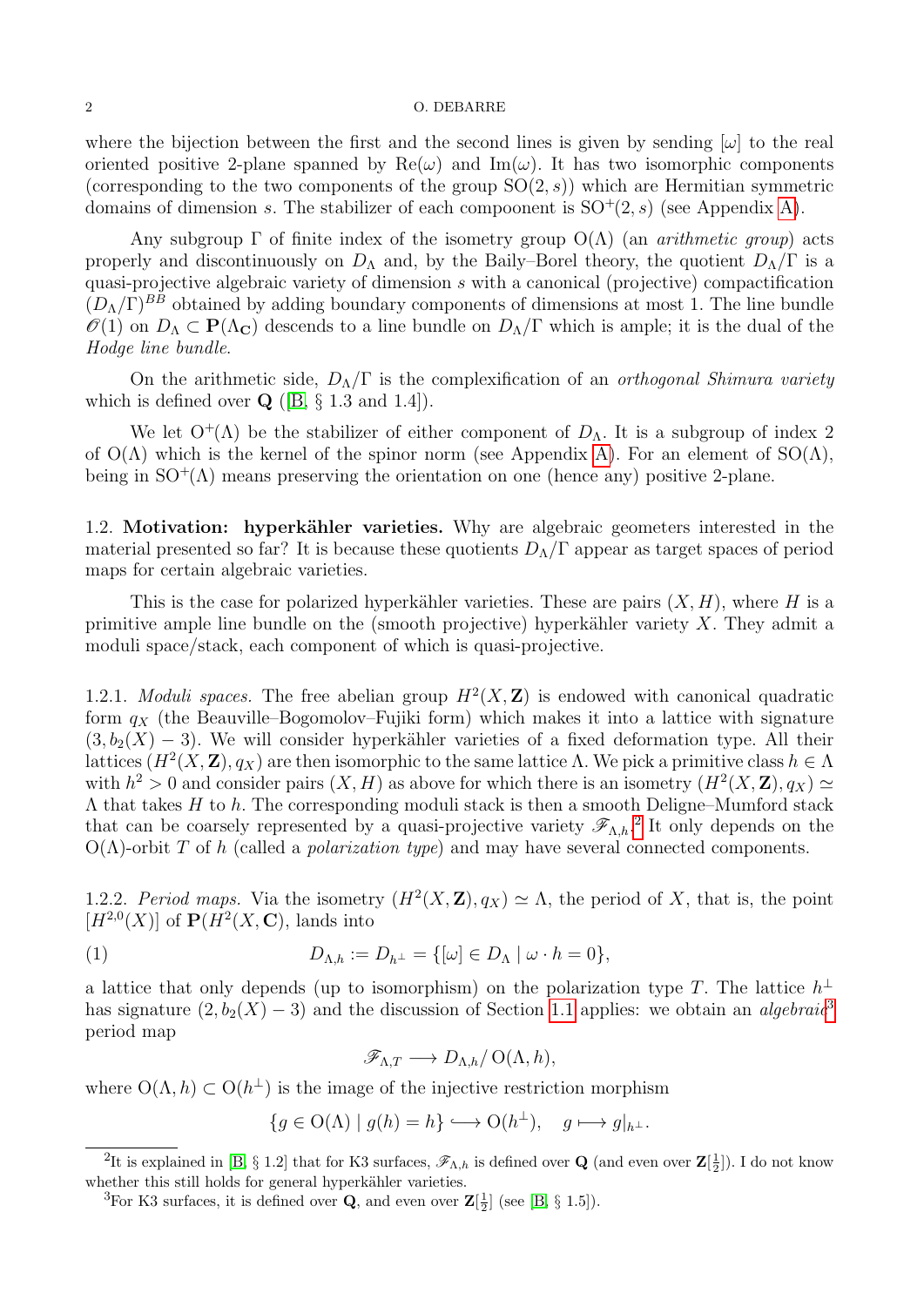where the bijection between the first and the second lines is given by sending $[\omega]$ to the real oriented positive 2-plane spanned by $\mathrm{Re}(\omega)$ and $\mathrm{Im}(\omega)$. It has two isomorphic components (corresponding to the two components of the group $\mathrm{SO}(2,s)$) which are Hermitian symmetric domains of dimension $s$. The stabilizer of each compoonent is $\mathrm{SO}^+(2,s)$ (see Appendix A).

Any subgroup $\Gamma$ of finite index of the isometry group $\mathrm{O}(\Lambda)$ (an *arithmetic group*) acts properly and discontinuously on $D_\Lambda$ and, by the Baily–Borel theory, the quotient $D_\Lambda/\Gamma$ is a quasi-projective algebraic variety of dimension $s$ with a canonical (projective) compactification $(D_\Lambda/\Gamma)^{BB}$ obtained by adding boundary components of dimensions at most 1. The line bundle $\mathscr{O}(1)$ on $D_\Lambda \subset \mathbf{P}(\Lambda_{\mathbf{C}})$ descends to a line bundle on $D_\Lambda/\Gamma$ which is ample; it is the dual of the *Hodge line bundle*.

On the arithmetic side, $D_\Lambda/\Gamma$ is the complexification of an *orthogonal Shimura variety* which is defined over $\mathbf{Q}$ ([B, § 1.3 and 1.4]).

We let $\mathrm{O}^+(\Lambda)$ be the stabilizer of either component of $D_\Lambda$. It is a subgroup of index 2 of $\mathrm{O}(\Lambda)$ which is the kernel of the spinor norm (see Appendix A). For an element of $\mathrm{SO}(\Lambda)$, being in $\mathrm{SO}^+(\Lambda)$ means preserving the orientation on one (hence any) positive 2-plane.

1.2. **Motivation: hyperkähler varieties.** Why are algebraic geometers interested in the material presented so far? It is because these quotients $D_\Lambda/\Gamma$ appear as target spaces of period maps for certain algebraic varieties.

This is the case for polarized hyperkähler varieties. These are pairs $(X,H)$, where $H$ is a primitive ample line bundle on the (smooth projective) hyperkähler variety $X$. They admit a moduli space/stack, each component of which is quasi-projective.

1.2.1. *Moduli spaces.* The free abelian group $H^2(X,\mathbf{Z})$ is endowed with canonical quadratic form $q_X$ (the Beauville–Bogomolov–Fujiki form) which makes it into a lattice with signature $(3, b_2(X)-3)$. We will consider hyperkähler varieties of a fixed deformation type. All their lattices $(H^2(X,\mathbf{Z}), q_X)$ are then isomorphic to the same lattice $\Lambda$. We pick a primitive class $h \in \Lambda$ with $h^2 > 0$ and consider pairs $(X,H)$ as above for which there is an isometry $(H^2(X,\mathbf{Z}), q_X) \simeq \Lambda$ that takes $H$ to $h$. The corresponding moduli stack is then a smooth Deligne–Mumford stack that can be coarsely represented by a quasi-projective variety $\mathscr{F}_{\Lambda,h}$.[2] It only depends on the $\mathrm{O}(\Lambda)$-orbit $T$ of $h$ (called a *polarization type*) and may have several connected components.

1.2.2. *Period maps.* Via the isometry $(H^2(X,\mathbf{Z}), q_X) \simeq \Lambda$, the period of $X$, that is, the point $[H^{2,0}(X)]$ of $\mathbf{P}(H^2(X,\mathbf{C}))$, lands into

$$D_{\Lambda,h} := D_{h^\perp} = \{[\omega] \in D_\Lambda \mid \omega \cdot h = 0\}, \tag{1}$$

a lattice that only depends (up to isomorphism) on the polarization type $T$. The lattice $h^\perp$ has signature $(2, b_2(X)-3)$ and the discussion of Section 1.1 applies: we obtain an *algebraic*[3] period map

$$\mathscr{F}_{\Lambda,T} \longrightarrow D_{\Lambda,h}/\mathrm{O}(\Lambda,h),$$

where $\mathrm{O}(\Lambda,h) \subset \mathrm{O}(h^\perp)$ is the image of the injective restriction morphism

$$\{g \in \mathrm{O}(\Lambda) \mid g(h) = h\} \hookrightarrow \mathrm{O}(h^\perp), \quad g \longmapsto g|_{h^\perp}.$$

[2] It is explained in [B, § 1.2] that for K3 surfaces, $\mathscr{F}_{\Lambda,h}$ is defined over $\mathbf{Q}$ (and even over $\mathbf{Z}[\frac{1}{2}]$). I do not know whether this still holds for general hyperkähler varieties.

[3] For K3 surfaces, it is defined over $\mathbf{Q}$, and even over $\mathbf{Z}[\frac{1}{2}]$ (see [B, § 1.5]).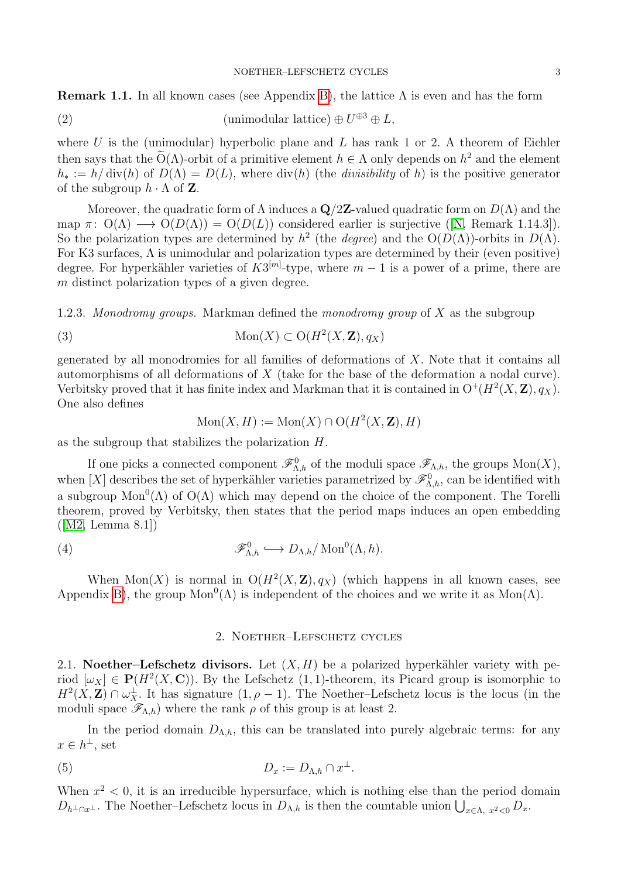**Remark 1.1.** In all known cases (see Appendix B), the lattice $\Lambda$ is even and has the form

$$\text{(unimodular lattice)} \oplus U^{\oplus 3} \oplus L, \tag{2}$$

where $U$ is the (unimodular) hyperbolic plane and $L$ has rank 1 or 2. A theorem of Eichler then says that the $\widetilde{\mathrm{O}}(\Lambda)$-orbit of a primitive element $h \in \Lambda$ only depends on $h^2$ and the element $h_* := h/\operatorname{div}(h)$ of $D(\Lambda) = D(L)$, where $\operatorname{div}(h)$ (the *divisibility* of $h$) is the positive generator of the subgroup $h \cdot \Lambda$ of $\mathbf{Z}$.

Moreover, the quadratic form of $\Lambda$ induces a $\mathbf{Q}/2\mathbf{Z}$-valued quadratic form on $D(\Lambda)$ and the map $\pi\colon \mathrm{O}(\Lambda) \longrightarrow \mathrm{O}(D(\Lambda)) = \mathrm{O}(D(L))$ considered earlier is surjective ([N, Remark 1.14.3]). So the polarization types are determined by $h^2$ (the *degree*) and the $\mathrm{O}(D(\Lambda))$-orbits in $D(\Lambda)$. For K3 surfaces, $\Lambda$ is unimodular and polarization types are determined by their (even positive) degree. For hyperkähler varieties of $K3^{[m]}$-type, where $m-1$ is a power of a prime, there are $m$ distinct polarization types of a given degree.

1.2.3. *Monodromy groups.* Markman defined the *monodromy group* of $X$ as the subgroup

$$\operatorname{Mon}(X) \subset \mathrm{O}(H^2(X, \mathbf{Z}), q_X) \tag{3}$$

generated by all monodromies for all families of deformations of $X$. Note that it contains all automorphisms of all deformations of $X$ (take for the base of the deformation a nodal curve). Verbitsky proved that it has finite index and Markman that it is contained in $\mathrm{O}^+(H^2(X, \mathbf{Z}), q_X)$. One also defines

$$\operatorname{Mon}(X, H) := \operatorname{Mon}(X) \cap \mathrm{O}(H^2(X, \mathbf{Z}), H)$$

as the subgroup that stabilizes the polarization $H$.

If one picks a connected component $\mathscr{F}^0_{\Lambda,h}$ of the moduli space $\mathscr{F}_{\Lambda,h}$, the groups $\operatorname{Mon}(X)$, when $[X]$ describes the set of hyperkähler varieties parametrized by $\mathscr{F}^0_{\Lambda,h}$, can be identified with a subgroup $\operatorname{Mon}^0(\Lambda)$ of $\mathrm{O}(\Lambda)$ which may depend on the choice of the component. The Torelli theorem, proved by Verbitsky, then states that the period maps induces an open embedding ([M2, Lemma 8.1])

$$\mathscr{F}^0_{\Lambda,h} \lhook\joinrel\longrightarrow D_{\Lambda,h}/\operatorname{Mon}^0(\Lambda, h). \tag{4}$$

When $\operatorname{Mon}(X)$ is normal in $\mathrm{O}(H^2(X, \mathbf{Z}), q_X)$ (which happens in all known cases, see Appendix B), the group $\operatorname{Mon}^0(\Lambda)$ is independent of the choices and we write it as $\operatorname{Mon}(\Lambda)$.

## 2. Noether–Lefschetz cycles

**2.1. Noether–Lefschetz divisors.** Let $(X, H)$ be a polarized hyperkähler variety with period $[\omega_X] \in \mathbf{P}(H^2(X, \mathbf{C}))$. By the Lefschetz (1,1)-theorem, its Picard group is isomorphic to $H^2(X, \mathbf{Z}) \cap \omega_X^\perp$. It has signature $(1, \rho - 1)$. The Noether–Lefschetz locus is the locus (in the moduli space $\mathscr{F}_{\Lambda,h}$) where the rank $\rho$ of this group is at least 2.

In the period domain $D_{\Lambda,h}$, this can be translated into purely algebraic terms: for any $x \in h^\perp$, set

$$D_x := D_{\Lambda,h} \cap x^\perp. \tag{5}$$

When $x^2 < 0$, it is an irreducible hypersurface, which is nothing else than the period domain $D_{h^\perp \cap x^\perp}$. The Noether–Lefschetz locus in $D_{\Lambda,h}$ is then the countable union $\bigcup_{x \in \Lambda,\ x^2 < 0} D_x$.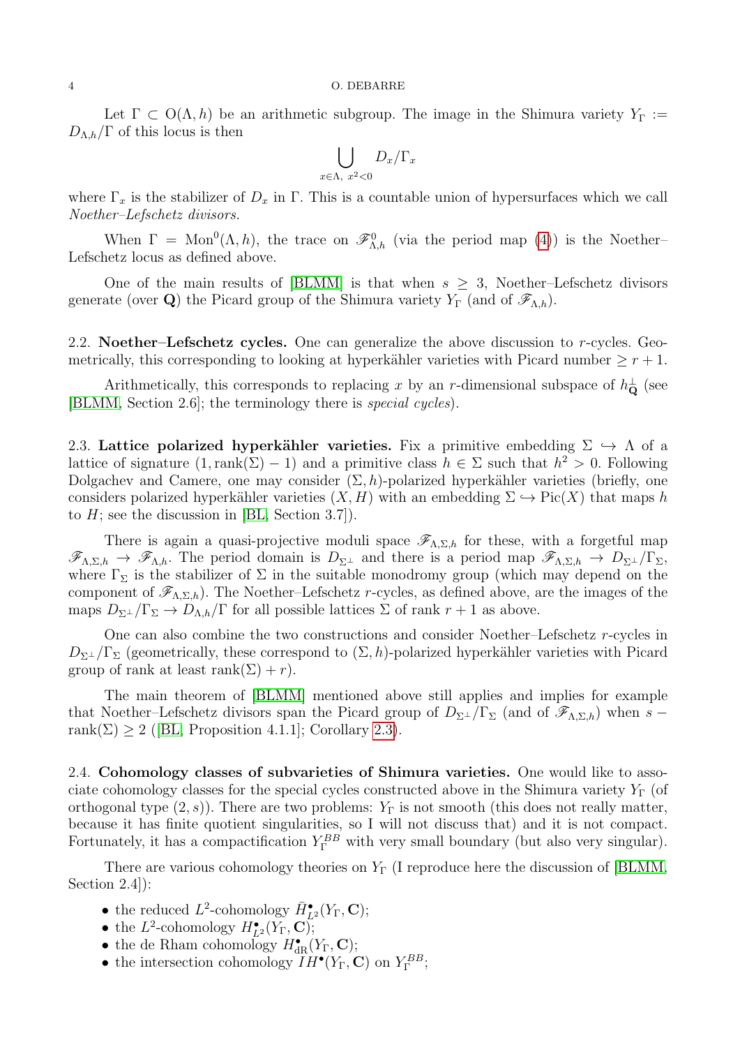Let $\Gamma \subset \mathrm{O}(\Lambda, h)$ be an arithmetic subgroup. The image in the Shimura variety $Y_\Gamma := D_{\Lambda,h}/\Gamma$ of this locus is then

$$\bigcup_{x\in\Lambda,\ x^2<0} D_x/\Gamma_x$$

where $\Gamma_x$ is the stabilizer of $D_x$ in $\Gamma$. This is a countable union of hypersurfaces which we call *Noether–Lefschetz divisors.*

When $\Gamma = \mathrm{Mon}^0(\Lambda, h)$, the trace on $\mathscr{F}^0_{\Lambda,h}$ (via the period map (4)) is the Noether–Lefschetz locus as defined above.

One of the main results of [BLMM] is that when $s \geq 3$, Noether–Lefschetz divisors generate (over $\mathbf{Q}$) the Picard group of the Shimura variety $Y_\Gamma$ (and of $\mathscr{F}_{\Lambda,h}$).

2.2. **Noether–Lefschetz cycles.** One can generalize the above discussion to $r$-cycles. Geometrically, this corresponding to looking at hyperkähler varieties with Picard number $\geq r+1$.

Arithmetically, this corresponds to replacing $x$ by an $r$-dimensional subspace of $h^\perp_{\mathbf{Q}}$ (see [BLMM, Section 2.6]; the terminology there is *special cycles*).

2.3. **Lattice polarized hyperkähler varieties.** Fix a primitive embedding $\Sigma \hookrightarrow \Lambda$ of a lattice of signature $(1, \mathrm{rank}(\Sigma) - 1)$ and a primitive class $h \in \Sigma$ such that $h^2 > 0$. Following Dolgachev and Camere, one may consider $(\Sigma, h)$-polarized hyperkähler varieties (briefly, one considers polarized hyperkähler varieties $(X, H)$ with an embedding $\Sigma \hookrightarrow \mathrm{Pic}(X)$ that maps $h$ to $H$; see the discussion in [BL, Section 3.7]).

There is again a quasi-projective moduli space $\mathscr{F}_{\Lambda,\Sigma,h}$ for these, with a forgetful map $\mathscr{F}_{\Lambda,\Sigma,h} \to \mathscr{F}_{\Lambda,h}$. The period domain is $D_{\Sigma^\perp}$ and there is a period map $\mathscr{F}_{\Lambda,\Sigma,h} \to D_{\Sigma^\perp}/\Gamma_\Sigma$, where $\Gamma_\Sigma$ is the stabilizer of $\Sigma$ in the suitable monodromy group (which may depend on the component of $\mathscr{F}_{\Lambda,\Sigma,h}$). The Noether–Lefschetz $r$-cycles, as defined above, are the images of the maps $D_{\Sigma^\perp}/\Gamma_\Sigma \to D_{\Lambda,h}/\Gamma$ for all possible lattices $\Sigma$ of rank $r+1$ as above.

One can also combine the two constructions and consider Noether–Lefschetz $r$-cycles in $D_{\Sigma^\perp}/\Gamma_\Sigma$ (geometrically, these correspond to $(\Sigma, h)$-polarized hyperkähler varieties with Picard group of rank at least $\mathrm{rank}(\Sigma) + r$).

The main theorem of [BLMM] mentioned above still applies and implies for example that Noether–Lefschetz divisors span the Picard group of $D_{\Sigma^\perp}/\Gamma_\Sigma$ (and of $\mathscr{F}_{\Lambda,\Sigma,h}$) when $s - \mathrm{rank}(\Sigma) \geq 2$ ([BL, Proposition 4.1.1]; Corollary 2.3).

2.4. **Cohomology classes of subvarieties of Shimura varieties.** One would like to associate cohomology classes for the special cycles constructed above in the Shimura variety $Y_\Gamma$ (of orthogonal type $(2, s)$). There are two problems: $Y_\Gamma$ is not smooth (this does not really matter, because it has finite quotient singularities, so I will not discuss that) and it is not compact. Fortunately, it has a compactification $Y_\Gamma^{BB}$ with very small boundary (but also very singular).

There are various cohomology theories on $Y_\Gamma$ (I reproduce here the discussion of [BLMM, Section 2.4]):

- the reduced $L^2$-cohomology $\bar{H}^\bullet_{L^2}(Y_\Gamma, \mathbf{C})$;
- the $L^2$-cohomology $H^\bullet_{L^2}(Y_\Gamma, \mathbf{C})$;
- the de Rham cohomology $H^\bullet_{\mathrm{dR}}(Y_\Gamma, \mathbf{C})$;
- the intersection cohomology $IH^\bullet(Y_\Gamma, \mathbf{C})$ on $Y_\Gamma^{BB}$;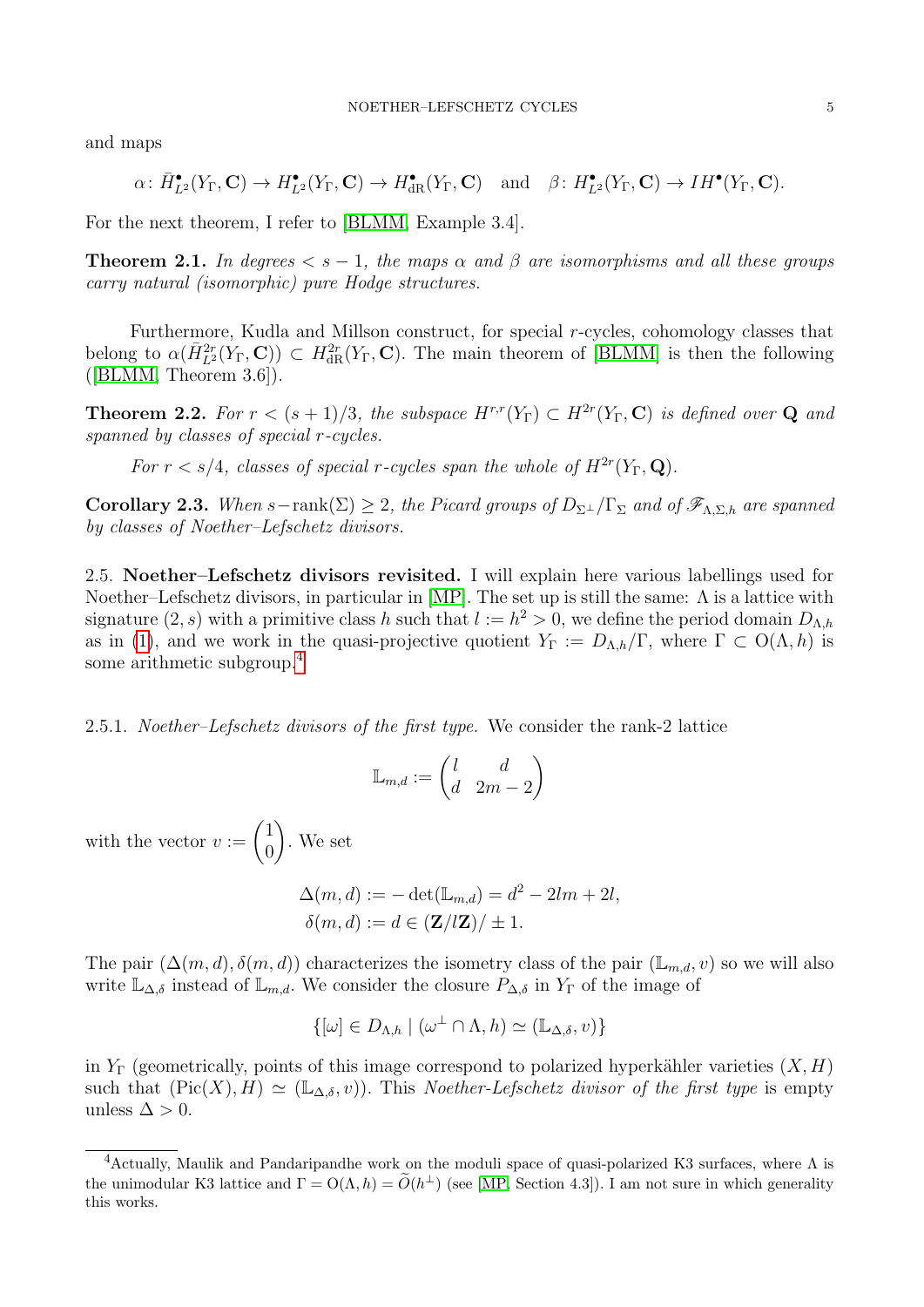and maps

$$\alpha\colon \bar H^\bullet_{L^2}(Y_\Gamma,\mathbf{C})\to H^\bullet_{L^2}(Y_\Gamma,\mathbf{C})\to H^\bullet_{\mathrm{dR}}(Y_\Gamma,\mathbf{C})\quad\text{and}\quad \beta\colon H^\bullet_{L^2}(Y_\Gamma,\mathbf{C})\to IH^\bullet(Y_\Gamma,\mathbf{C}).$$

For the next theorem, I refer to [BLMM, Example 3.4].

**Theorem 2.1.** *In degrees $< s-1$, the maps $\alpha$ and $\beta$ are isomorphisms and all these groups carry natural (isomorphic) pure Hodge structures.*

Furthermore, Kudla and Millson construct, for special $r$-cycles, cohomology classes that belong to $\alpha(\bar H^{2r}_{L^2}(Y_\Gamma,\mathbf{C}))\subset H^{2r}_{\mathrm{dR}}(Y_\Gamma,\mathbf{C})$. The main theorem of [BLMM] is then the following ([BLMM, Theorem 3.6]).

**Theorem 2.2.** *For $r<(s+1)/3$, the subspace $H^{r,r}(Y_\Gamma)\subset H^{2r}(Y_\Gamma,\mathbf{C})$ is defined over $\mathbf{Q}$ and spanned by classes of special $r$-cycles.*

*For $r<s/4$, classes of special $r$-cycles span the whole of $H^{2r}(Y_\Gamma,\mathbf{Q})$.*

**Corollary 2.3.** *When $s-\operatorname{rank}(\Sigma)\geq 2$, the Picard groups of $D_{\Sigma^\perp}/\Gamma_\Sigma$ and of $\mathscr{F}_{\Lambda,\Sigma,h}$ are spanned by classes of Noether–Lefschetz divisors.*

2.5. **Noether–Lefschetz divisors revisited.** I will explain here various labellings used for Noether–Lefschetz divisors, in particular in [MP]. The set up is still the same: $\Lambda$ is a lattice with signature $(2,s)$ with a primitive class $h$ such that $l:=h^2>0$, we define the period domain $D_{\Lambda,h}$ as in (1), and we work in the quasi-projective quotient $Y_\Gamma:=D_{\Lambda,h}/\Gamma$, where $\Gamma\subset \mathrm{O}(\Lambda,h)$ is some arithmetic subgroup.[4]

2.5.1. *Noether–Lefschetz divisors of the first type.* We consider the rank-2 lattice

$$\mathbb{L}_{m,d}:=\begin{pmatrix} l & d\\ d & 2m-2\end{pmatrix}$$

with the vector $v:=\begin{pmatrix}1\\0\end{pmatrix}$. We set

$$\Delta(m,d):=-\det(\mathbb{L}_{m,d})=d^2-2lm+2l,$$
$$\delta(m,d):=d\in(\mathbf{Z}/l\mathbf{Z})/\pm 1.$$

The pair $(\Delta(m,d),\delta(m,d))$ characterizes the isometry class of the pair $(\mathbb{L}_{m,d},v)$ so we will also write $\mathbb{L}_{\Delta,\delta}$ instead of $\mathbb{L}_{m,d}$. We consider the closure $P_{\Delta,\delta}$ in $Y_\Gamma$ of the image of

$$\{[\omega]\in D_{\Lambda,h}\mid(\omega^\perp\cap\Lambda,h)\simeq(\mathbb{L}_{\Delta,\delta},v)\}$$

in $Y_\Gamma$ (geometrically, points of this image correspond to polarized hyperkähler varieties $(X,H)$ such that $(\mathrm{Pic}(X),H)\simeq(\mathbb{L}_{\Delta,\delta},v)$). This *Noether-Lefschetz divisor of the first type* is empty unless $\Delta>0$.

[4] Actually, Maulik and Pandaripandhe work on the moduli space of quasi-polarized K3 surfaces, where $\Lambda$ is the unimodular K3 lattice and $\Gamma=\mathrm{O}(\Lambda,h)=\widetilde{O}(h^\perp)$ (see [MP, Section 4.3]). I am not sure in which generality this works.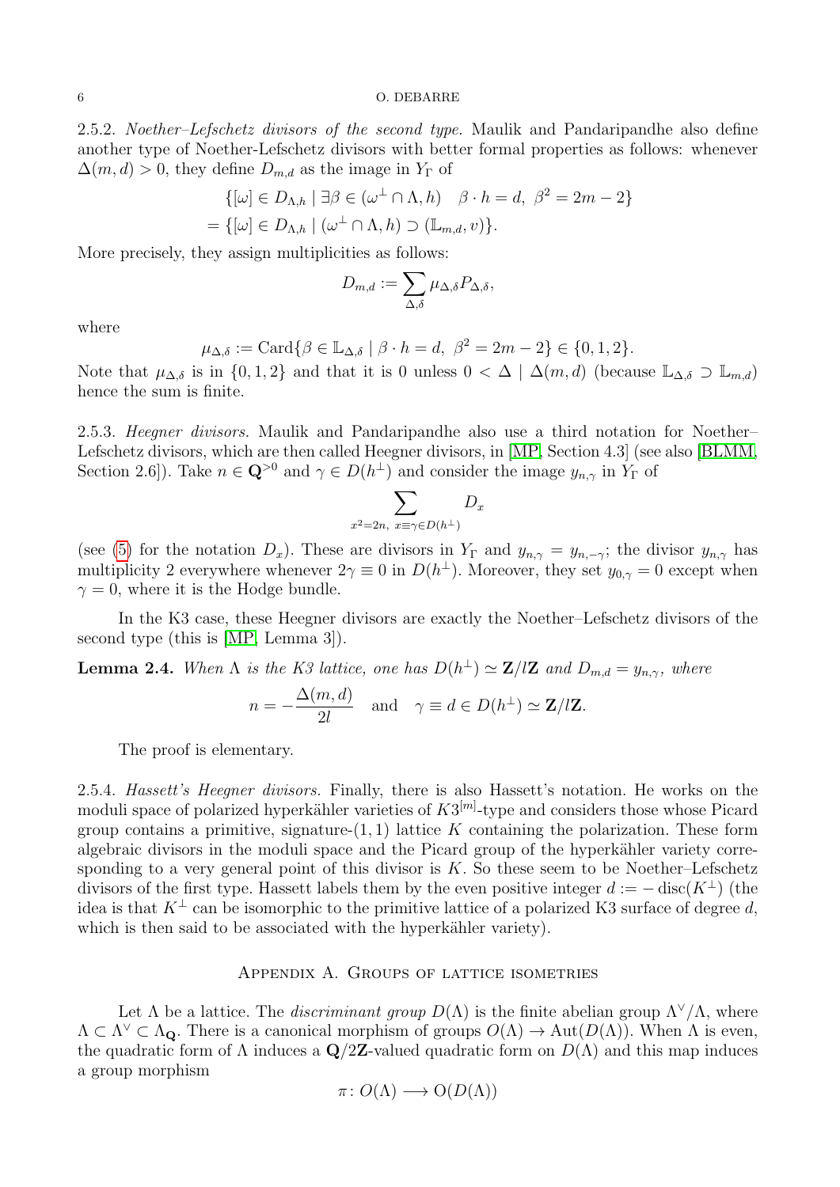2.5.2. *Noether–Lefschetz divisors of the second type.* Maulik and Pandaripandhe also define another type of Noether-Lefschetz divisors with better formal properties as follows: whenever $\Delta(m,d) > 0$, they define $D_{m,d}$ as the image in $Y_\Gamma$ of

$$\{[\omega] \in D_{\Lambda,h} \mid \exists \beta \in (\omega^\perp \cap \Lambda, h) \quad \beta \cdot h = d,\ \beta^2 = 2m-2\}$$
$$= \{[\omega] \in D_{\Lambda,h} \mid (\omega^\perp \cap \Lambda, h) \supset (\mathbb{L}_{m,d}, v)\}.$$

More precisely, they assign multiplicities as follows:

$$D_{m,d} := \sum_{\Delta,\delta} \mu_{\Delta,\delta} P_{\Delta,\delta},$$

where

$$\mu_{\Delta,\delta} := \operatorname{Card}\{\beta \in \mathbb{L}_{\Delta,\delta} \mid \beta \cdot h = d,\ \beta^2 = 2m-2\} \in \{0,1,2\}.$$

Note that $\mu_{\Delta,\delta}$ is in $\{0,1,2\}$ and that it is 0 unless $0 < \Delta \mid \Delta(m,d)$ (because $\mathbb{L}_{\Delta,\delta} \supset \mathbb{L}_{m,d}$) hence the sum is finite.

2.5.3. *Heegner divisors.* Maulik and Pandaripandhe also use a third notation for Noether–Lefschetz divisors, which are then called Heegner divisors, in [MP, Section 4.3] (see also [BLMM, Section 2.6]). Take $n \in \mathbf{Q}^{>0}$ and $\gamma \in D(h^\perp)$ and consider the image $y_{n,\gamma}$ in $Y_\Gamma$ of

$$\sum_{x^2=2n,\ x\equiv\gamma\in D(h^\perp)} D_x$$

(see (5) for the notation $D_x$). These are divisors in $Y_\Gamma$ and $y_{n,\gamma} = y_{n,-\gamma}$; the divisor $y_{n,\gamma}$ has multiplicity 2 everywhere whenever $2\gamma \equiv 0$ in $D(h^\perp)$. Moreover, they set $y_{0,\gamma} = 0$ except when $\gamma = 0$, where it is the Hodge bundle.

In the K3 case, these Heegner divisors are exactly the Noether–Lefschetz divisors of the second type (this is [MP, Lemma 3]).

**Lemma 2.4.** *When $\Lambda$ is the K3 lattice, one has $D(h^\perp) \simeq \mathbf{Z}/l\mathbf{Z}$ and $D_{m,d} = y_{n,\gamma}$, where*

$$n = -\frac{\Delta(m,d)}{2l} \quad \text{and} \quad \gamma \equiv d \in D(h^\perp) \simeq \mathbf{Z}/l\mathbf{Z}.$$

The proof is elementary.

2.5.4. *Hassett's Heegner divisors.* Finally, there is also Hassett's notation. He works on the moduli space of polarized hyperkähler varieties of $K3^{[m]}$-type and considers those whose Picard group contains a primitive, signature-$(1,1)$ lattice $K$ containing the polarization. These form algebraic divisors in the moduli space and the Picard group of the hyperkähler variety corresponding to a very general point of this divisor is $K$. So these seem to be Noether–Lefschetz divisors of the first type. Hassett labels them by the even positive integer $d := -\operatorname{disc}(K^\perp)$ (the idea is that $K^\perp$ can be isomorphic to the primitive lattice of a polarized K3 surface of degree $d$, which is then said to be associated with the hyperkähler variety).

## Appendix A. Groups of lattice isometries

Let $\Lambda$ be a lattice. The *discriminant group* $D(\Lambda)$ is the finite abelian group $\Lambda^\vee/\Lambda$, where $\Lambda \subset \Lambda^\vee \subset \Lambda_{\mathbf{Q}}$. There is a canonical morphism of groups $O(\Lambda) \to \operatorname{Aut}(D(\Lambda))$. When $\Lambda$ is even, the quadratic form of $\Lambda$ induces a $\mathbf{Q}/2\mathbf{Z}$-valued quadratic form on $D(\Lambda)$ and this map induces a group morphism

$$\pi\colon O(\Lambda) \longrightarrow \mathrm{O}(D(\Lambda))$$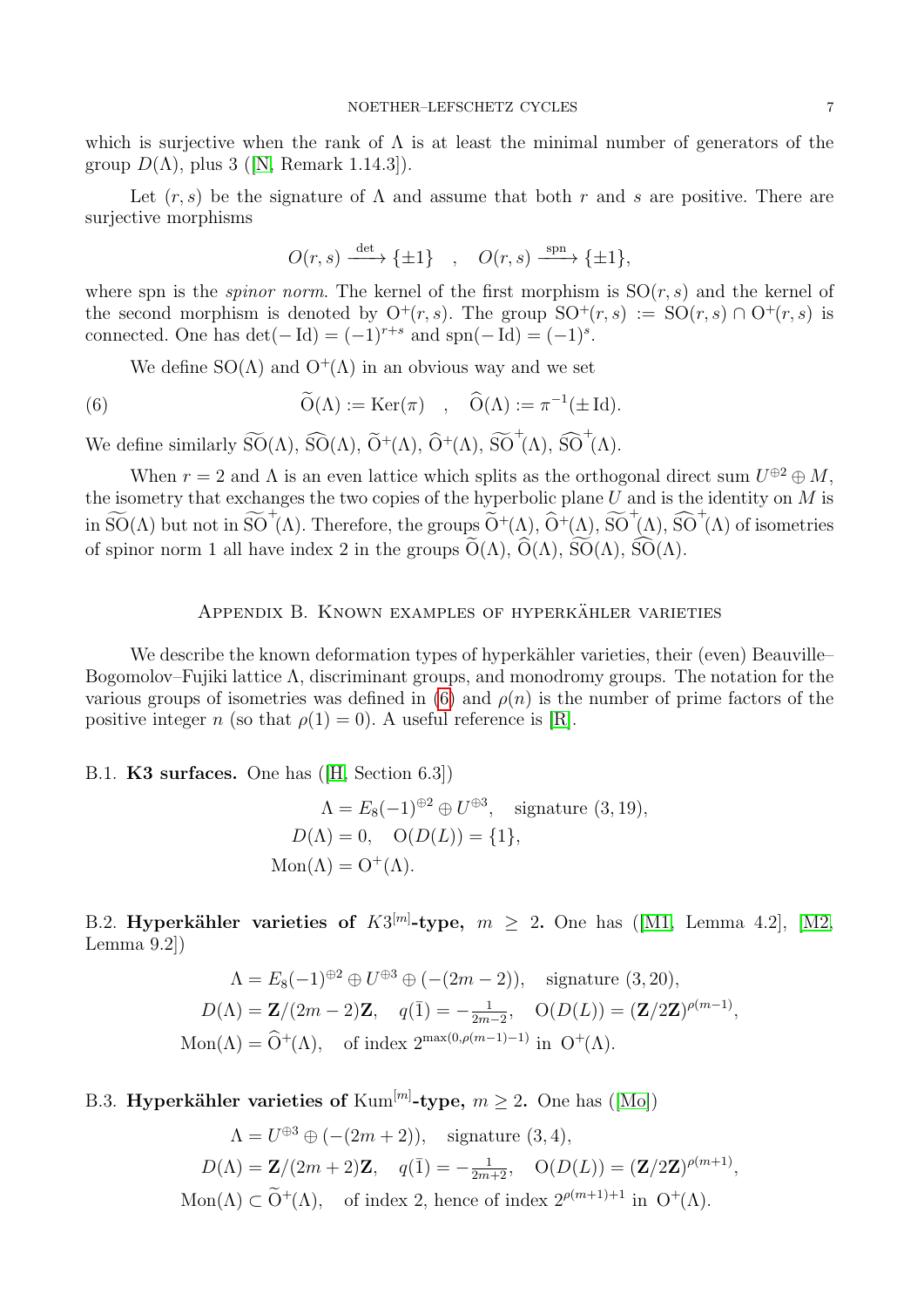which is surjective when the rank of $\Lambda$ is at least the minimal number of generators of the group $D(\Lambda)$, plus 3 ([N, Remark 1.14.3]).

Let $(r,s)$ be the signature of $\Lambda$ and assume that both $r$ and $s$ are positive. There are surjective morphisms

$$O(r,s) \xrightarrow{\det} \{\pm 1\} \quad , \quad O(r,s) \xrightarrow{\mathrm{spn}} \{\pm 1\},$$

where spn is the *spinor norm*. The kernel of the first morphism is $\mathrm{SO}(r,s)$ and the kernel of the second morphism is denoted by $\mathrm{O}^+(r,s)$. The group $\mathrm{SO}^+(r,s) := \mathrm{SO}(r,s) \cap \mathrm{O}^+(r,s)$ is connected. One has $\det(-\mathrm{Id}) = (-1)^{r+s}$ and $\mathrm{spn}(-\mathrm{Id}) = (-1)^s$.

We define $\mathrm{SO}(\Lambda)$ and $\mathrm{O}^+(\Lambda)$ in an obvious way and we set

$$\widetilde{\mathrm{O}}(\Lambda) := \mathrm{Ker}(\pi) \quad , \quad \widehat{\mathrm{O}}(\Lambda) := \pi^{-1}(\pm \mathrm{Id}). \tag{6}$$

We define similarly $\widetilde{\mathrm{SO}}(\Lambda)$, $\widehat{\mathrm{SO}}(\Lambda)$, $\widetilde{\mathrm{O}}^+(\Lambda)$, $\widehat{\mathrm{O}}^+(\Lambda)$, $\widetilde{\mathrm{SO}}^+(\Lambda)$, $\widehat{\mathrm{SO}}^+(\Lambda)$.

When $r = 2$ and $\Lambda$ is an even lattice which splits as the orthogonal direct sum $U^{\oplus 2} \oplus M$, the isometry that exchanges the two copies of the hyperbolic plane $U$ and is the identity on $M$ is in $\widetilde{\mathrm{SO}}(\Lambda)$ but not in $\widetilde{\mathrm{SO}}^+(\Lambda)$. Therefore, the groups $\widetilde{\mathrm{O}}^+(\Lambda)$, $\widehat{\mathrm{O}}^+(\Lambda)$, $\widetilde{\mathrm{SO}}^+(\Lambda)$, $\widehat{\mathrm{SO}}^+(\Lambda)$ of isometries of spinor norm 1 all have index 2 in the groups $\widetilde{\mathrm{O}}(\Lambda)$, $\widehat{\mathrm{O}}(\Lambda)$, $\widetilde{\mathrm{SO}}(\Lambda)$, $\widehat{\mathrm{SO}}(\Lambda)$.

## Appendix B. Known examples of hyperkähler varieties

We describe the known deformation types of hyperkähler varieties, their (even) Beauville–Bogomolov–Fujiki lattice $\Lambda$, discriminant groups, and monodromy groups. The notation for the various groups of isometries was defined in (6) and $\rho(n)$ is the number of prime factors of the positive integer $n$ (so that $\rho(1) = 0$). A useful reference is [R].

B.1. **K3 surfaces.** One has ([H, Section 6.3])

$$\begin{aligned} \Lambda &= E_8(-1)^{\oplus 2} \oplus U^{\oplus 3}, \quad \text{signature } (3,19), \\ D(\Lambda) &= 0, \quad \mathrm{O}(D(L)) = \{1\}, \\ \mathrm{Mon}(\Lambda) &= \mathrm{O}^+(\Lambda). \end{aligned}$$

B.2. **Hyperkähler varieties of $K3^{[m]}$-type,** $m \geq 2$**.** One has ([M1, Lemma 4.2], [M2, Lemma 9.2])

$$\begin{aligned} \Lambda &= E_8(-1)^{\oplus 2} \oplus U^{\oplus 3} \oplus (-(2m-2)), \quad \text{signature } (3,20), \\ D(\Lambda) &= \mathbf{Z}/(2m-2)\mathbf{Z}, \quad q(\bar{1}) = -\tfrac{1}{2m-2}, \quad \mathrm{O}(D(L)) = (\mathbf{Z}/2\mathbf{Z})^{\rho(m-1)}, \\ \mathrm{Mon}(\Lambda) &= \widehat{\mathrm{O}}^+(\Lambda), \quad \text{of index } 2^{\max(0,\rho(m-1)-1)} \text{ in } \mathrm{O}^+(\Lambda). \end{aligned}$$

B.3. **Hyperkähler varieties of $\mathrm{Kum}^{[m]}$-type,** $m \geq 2$**.** One has ([Mo])

$$\begin{aligned} \Lambda &= U^{\oplus 3} \oplus (-(2m+2)), \quad \text{signature } (3,4), \\ D(\Lambda) &= \mathbf{Z}/(2m+2)\mathbf{Z}, \quad q(\bar{1}) = -\tfrac{1}{2m+2}, \quad \mathrm{O}(D(L)) = (\mathbf{Z}/2\mathbf{Z})^{\rho(m+1)}, \\ \mathrm{Mon}(\Lambda) &\subset \widetilde{\mathrm{O}}^+(\Lambda), \quad \text{of index 2, hence of index } 2^{\rho(m+1)+1} \text{ in } \mathrm{O}^+(\Lambda). \end{aligned}$$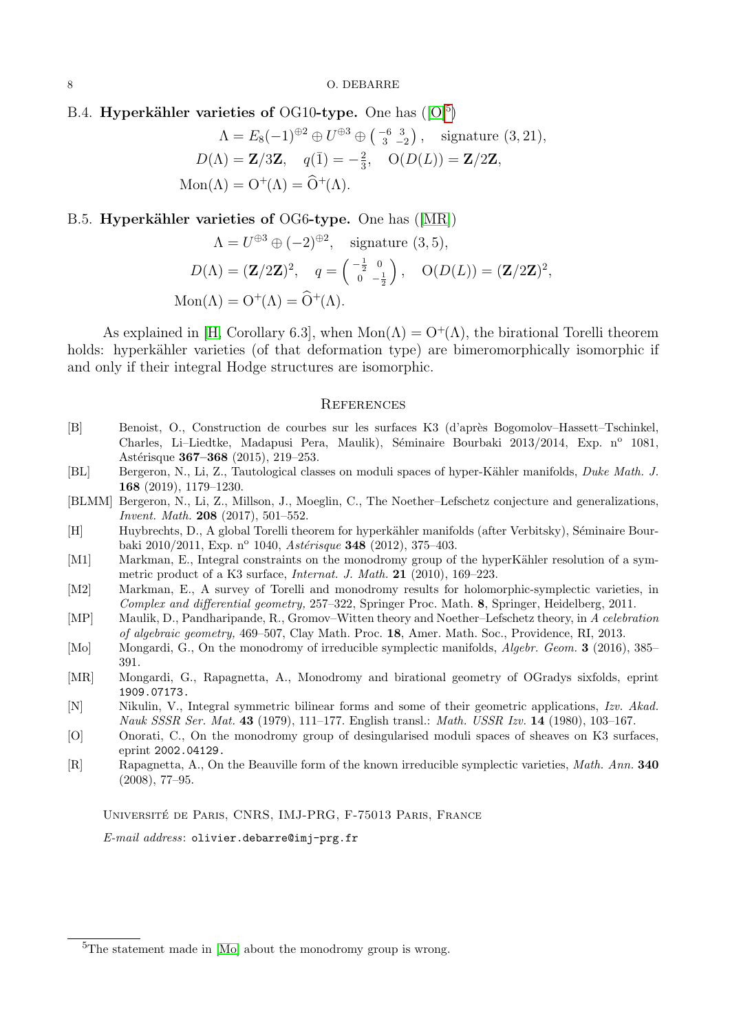B.4. **Hyperkähler varieties of** OG10**-type.** One has ([O][5])

$$\Lambda = E_8(-1)^{\oplus 2} \oplus U^{\oplus 3} \oplus \begin{pmatrix} -6 & 3 \\ 3 & -2 \end{pmatrix}, \quad \text{signature } (3,21),$$
$$D(\Lambda) = \mathbf{Z}/3\mathbf{Z}, \quad q(\bar{1}) = -\tfrac{2}{3}, \quad \mathrm{O}(D(L)) = \mathbf{Z}/2\mathbf{Z},$$
$$\mathrm{Mon}(\Lambda) = \mathrm{O}^+(\Lambda) = \widehat{\mathrm{O}}^+(\Lambda).$$

B.5. **Hyperkähler varieties of** OG6**-type.** One has ([MR])

$$\Lambda = U^{\oplus 3} \oplus (-2)^{\oplus 2}, \quad \text{signature } (3,5),$$
$$D(\Lambda) = (\mathbf{Z}/2\mathbf{Z})^2, \quad q = \begin{pmatrix} -\frac{1}{2} & 0 \\ 0 & -\frac{1}{2} \end{pmatrix}, \quad \mathrm{O}(D(L)) = (\mathbf{Z}/2\mathbf{Z})^2,$$
$$\mathrm{Mon}(\Lambda) = \mathrm{O}^+(\Lambda) = \widehat{\mathrm{O}}^+(\Lambda).$$

As explained in [H, Corollary 6.3], when $\mathrm{Mon}(\Lambda) = \mathrm{O}^+(\Lambda)$, the birational Torelli theorem holds: hyperkähler varieties (of that deformation type) are bimeromorphically isomorphic if and only if their integral Hodge structures are isomorphic.

## References

[B] Benoist, O., Construction de courbes sur les surfaces K3 (d'après Bogomolov–Hassett–Tschinkel, Charles, Li–Liedtke, Madapusi Pera, Maulik), Séminaire Bourbaki 2013/2014, Exp. n° 1081, Astérisque **367–368** (2015), 219–253.

[BL] Bergeron, N., Li, Z., Tautological classes on moduli spaces of hyper-Kähler manifolds, *Duke Math. J.* **168** (2019), 1179–1230.

[BLMM] Bergeron, N., Li, Z., Millson, J., Moeglin, C., The Noether–Lefschetz conjecture and generalizations, *Invent. Math.* **208** (2017), 501–552.

[H] Huybrechts, D., A global Torelli theorem for hyperkähler manifolds (after Verbitsky), Séminaire Bourbaki 2010/2011, Exp. n° 1040, *Astérisque* **348** (2012), 375–403.

[M1] Markman, E., Integral constraints on the monodromy group of the hyperKähler resolution of a symmetric product of a K3 surface, *Internat. J. Math.* **21** (2010), 169–223.

[M2] Markman, E., A survey of Torelli and monodromy results for holomorphic-symplectic varieties, in *Complex and differential geometry,* 257–322, Springer Proc. Math. **8**, Springer, Heidelberg, 2011.

[MP] Maulik, D., Pandharipande, R., Gromov–Witten theory and Noether–Lefschetz theory, in *A celebration of algebraic geometry,* 469–507, Clay Math. Proc. **18**, Amer. Math. Soc., Providence, RI, 2013.

[Mo] Mongardi, G., On the monodromy of irreducible symplectic manifolds, *Algebr. Geom.* **3** (2016), 385–391.

[MR] Mongardi, G., Rapagnetta, A., Monodromy and birational geometry of OGradys sixfolds, eprint `1909.07173`.

[N] Nikulin, V., Integral symmetric bilinear forms and some of their geometric applications, *Izv. Akad. Nauk SSSR Ser. Mat.* **43** (1979), 111–177. English transl.: *Math. USSR Izv.* **14** (1980), 103–167.

[O] Onorati, C., On the monodromy group of desingularised moduli spaces of sheaves on K3 surfaces, eprint `2002.04129`.

[R] Rapagnetta, A., On the Beauville form of the known irreducible symplectic varieties, *Math. Ann.* **340** (2008), 77–95.

Université de Paris, CNRS, IMJ-PRG, F-75013 Paris, France

*E-mail address*: `olivier.debarre@imj-prg.fr`

[5] The statement made in [Mo] about the monodromy group is wrong.